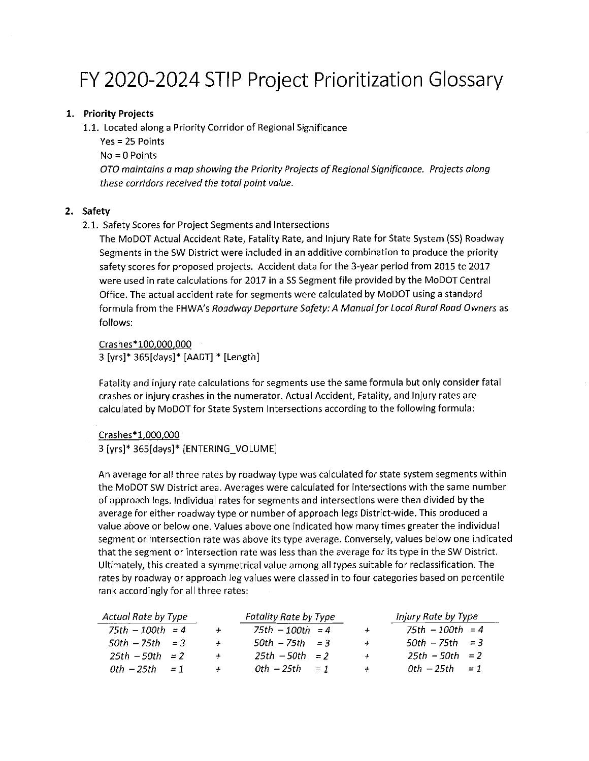# FY 2020-2024 STIP Project Prioritization Glossary

1. **Priority Projects**

   1.1. Located along a Priority Corridor of Regional Significance

   Yes = 25 Points

   No = 0 Points

   *OTO maintains a map showing the Priority Projects of Regional Significance. Projects along these corridors received the total point value.*

2. **Safety**

   2.1. Safety Scores for Project Segments and Intersections

   The MoDOT Actual Accident Rate, Fatality Rate, and Injury Rate for State System (SS) Roadway Segments in the SW District were included in an additive combination to produce the priority safety scores for proposed projects. Accident data for the 3-year period from 2015 to 2017 were used in rate calculations for 2017 in a SS Segment file provided by the MoDOT Central Office. The actual accident rate for segments were calculated by MoDOT using a standard formula from the FHWA's *Roadway Departure Safety: A Manual for Local Rural Road Owners* as follows:

   $$\frac{\text{Crashes}*100{,}000{,}000}{3\,[\text{yrs}]*\,365[\text{days}]*\,[\text{AADT}]\,*\,[\text{Length}]}$$

   Fatality and injury rate calculations for segments use the same formula but only consider fatal crashes or injury crashes in the numerator. Actual Accident, Fatality, and Injury rates are calculated by MoDOT for State System Intersections according to the following formula:

   $$\frac{\text{Crashes}*1{,}000{,}000}{3\,[\text{yrs}]*\,365[\text{days}]*\,[\text{ENTERING\_VOLUME}]}$$

   An average for all three rates by roadway type was calculated for state system segments within the MoDOT SW District area. Averages were calculated for intersections with the same number of approach legs. Individual rates for segments and intersections were then divided by the average for either roadway type or number of approach legs District-wide. This produced a value above or below one. Values above one indicated how many times greater the individual segment or intersection rate was above its type average. Conversely, values below one indicated that the segment or intersection rate was less than the average for its type in the SW District. Ultimately, this created a symmetrical value among all types suitable for reclassification. The rates by roadway or approach leg values were classed in to four categories based on percentile rank accordingly for all three rates:

| *Actual Rate by Type* | | *Fatality Rate by Type* | | *Injury Rate by Type* |
|---|---|---|---|---|
| *75th – 100th = 4* | + | *75th – 100th = 4* | + | *75th – 100th = 4* |
| *50th – 75th = 3* | + | *50th – 75th = 3* | + | *50th – 75th = 3* |
| *25th – 50th = 2* | + | *25th – 50th = 2* | + | *25th – 50th = 2* |
| *0th – 25th = 1* | + | *0th – 25th = 1* | + | *0th – 25th = 1* |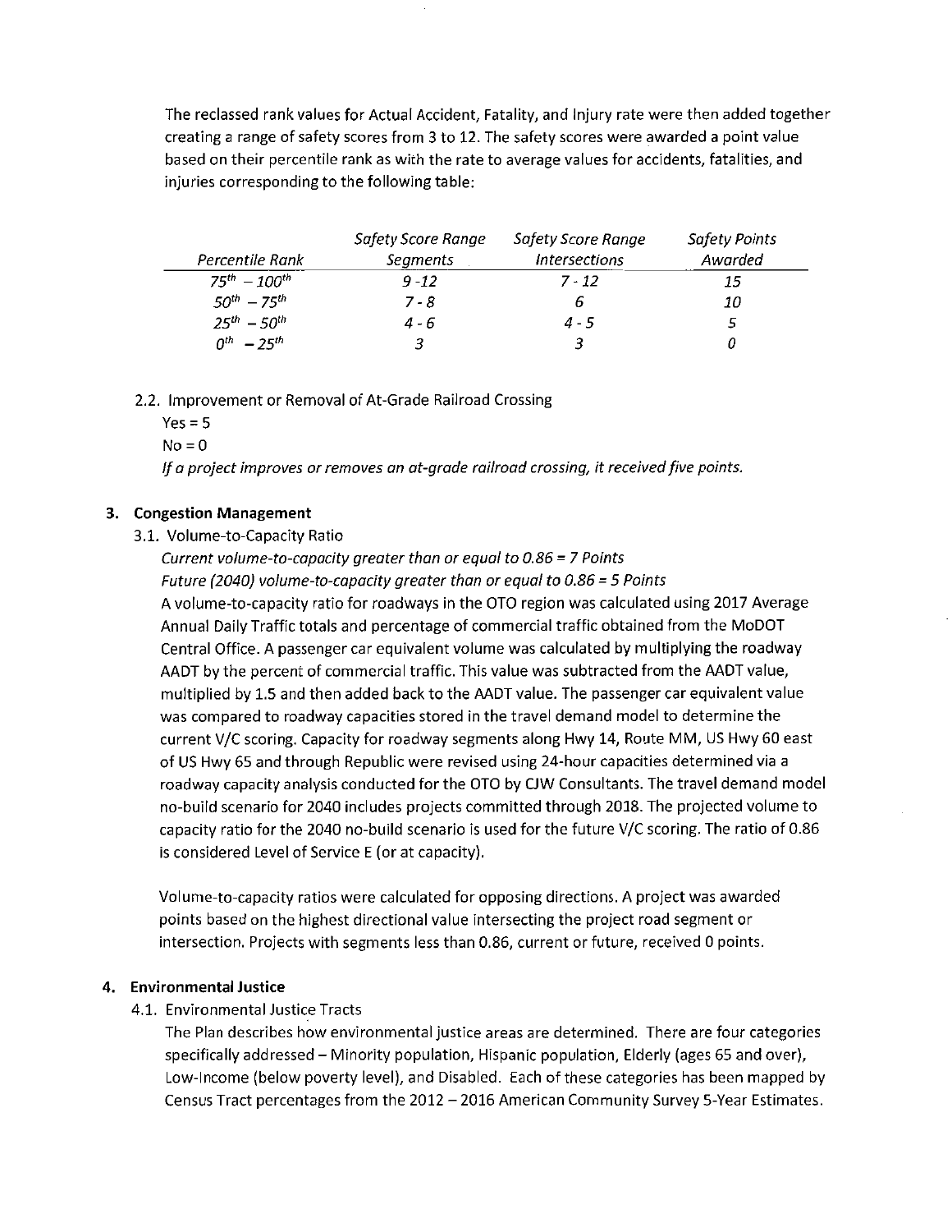The reclassed rank values for Actual Accident, Fatality, and Injury rate were then added together creating a range of safety scores from 3 to 12. The safety scores were awarded a point value based on their percentile rank as with the rate to average values for accidents, fatalities, and injuries corresponding to the following table:

| *Percentile Rank* | *Safety Score Range Segments* | *Safety Score Range Intersections* | *Safety Points Awarded* |
|---|---|---|---|
| *75th – 100th* | *9 -12* | *7 - 12* | *15* |
| *50th – 75th* | *7 - 8* | *6* | *10* |
| *25th – 50th* | *4 - 6* | *4 - 5* | *5* |
| *0th – 25th* | *3* | *3* | *0* |

2.2. Improvement or Removal of At-Grade Railroad Crossing

Yes = 5

No = 0

*If a project improves or removes an at-grade railroad crossing, it received five points.*

### 3. Congestion Management

3.1. Volume-to-Capacity Ratio

*Current volume-to-capacity greater than or equal to 0.86 = 7 Points*

*Future (2040) volume-to-capacity greater than or equal to 0.86 = 5 Points*

A volume-to-capacity ratio for roadways in the OTO region was calculated using 2017 Average Annual Daily Traffic totals and percentage of commercial traffic obtained from the MoDOT Central Office. A passenger car equivalent volume was calculated by multiplying the roadway AADT by the percent of commercial traffic. This value was subtracted from the AADT value, multiplied by 1.5 and then added back to the AADT value. The passenger car equivalent value was compared to roadway capacities stored in the travel demand model to determine the current V/C scoring. Capacity for roadway segments along Hwy 14, Route MM, US Hwy 60 east of US Hwy 65 and through Republic were revised using 24-hour capacities determined via a roadway capacity analysis conducted for the OTO by CJW Consultants. The travel demand model no-build scenario for 2040 includes projects committed through 2018. The projected volume to capacity ratio for the 2040 no-build scenario is used for the future V/C scoring. The ratio of 0.86 is considered Level of Service E (or at capacity).

Volume-to-capacity ratios were calculated for opposing directions. A project was awarded points based on the highest directional value intersecting the project road segment or intersection. Projects with segments less than 0.86, current or future, received 0 points.

### 4. Environmental Justice

4.1. Environmental Justice Tracts

The Plan describes how environmental justice areas are determined. There are four categories specifically addressed – Minority population, Hispanic population, Elderly (ages 65 and over), Low-Income (below poverty level), and Disabled. Each of these categories has been mapped by Census Tract percentages from the 2012 – 2016 American Community Survey 5-Year Estimates.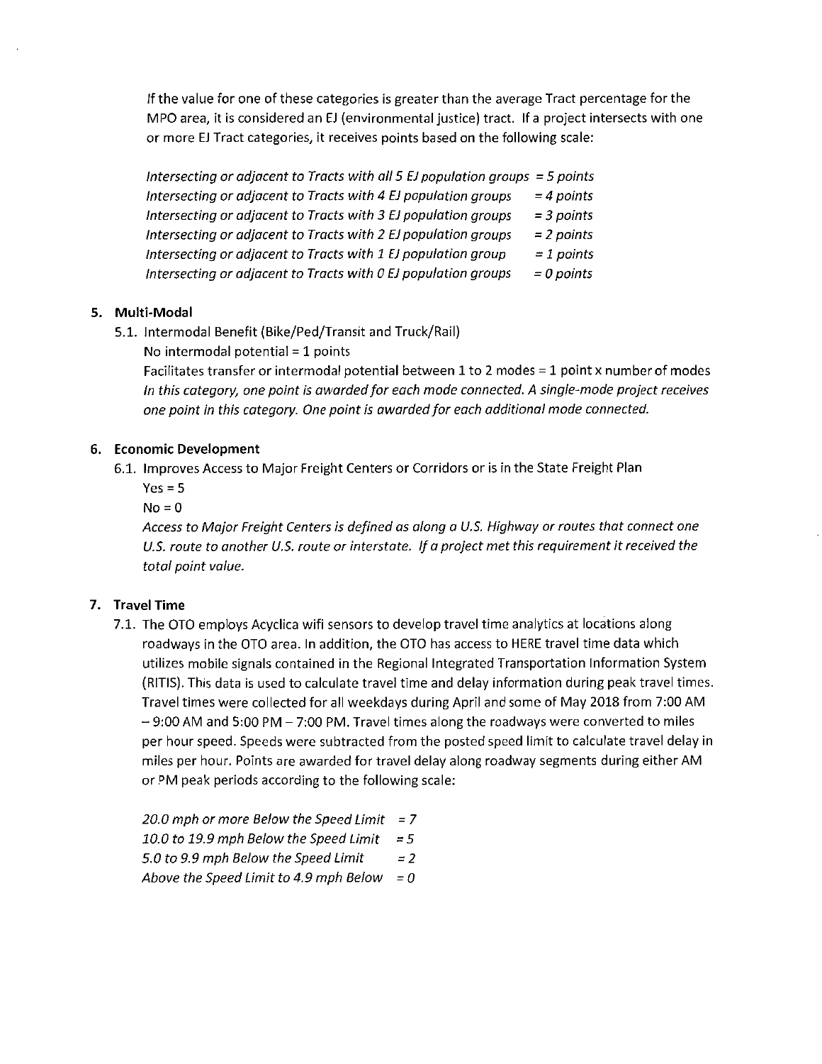If the value for one of these categories is greater than the average Tract percentage for the MPO area, it is considered an EJ (environmental justice) tract. If a project intersects with one or more EJ Tract categories, it receives points based on the following scale:

*Intersecting or adjacent to Tracts with all 5 EJ population groups = 5 points*
*Intersecting or adjacent to Tracts with 4 EJ population groups = 4 points*
*Intersecting or adjacent to Tracts with 3 EJ population groups = 3 points*
*Intersecting or adjacent to Tracts with 2 EJ population groups = 2 points*
*Intersecting or adjacent to Tracts with 1 EJ population group = 1 points*
*Intersecting or adjacent to Tracts with 0 EJ population groups = 0 points*

**5. Multi-Modal**

5.1. Intermodal Benefit (Bike/Ped/Transit and Truck/Rail)

No intermodal potential = 1 points

Facilitates transfer or intermodal potential between 1 to 2 modes = 1 point x number of modes

*In this category, one point is awarded for each mode connected. A single-mode project receives one point in this category. One point is awarded for each additional mode connected.*

**6. Economic Development**

6.1. Improves Access to Major Freight Centers or Corridors or is in the State Freight Plan

Yes = 5

No = 0

*Access to Major Freight Centers is defined as along a U.S. Highway or routes that connect one U.S. route to another U.S. route or interstate. If a project met this requirement it received the total point value.*

**7. Travel Time**

7.1. The OTO employs Acyclica wifi sensors to develop travel time analytics at locations along roadways in the OTO area. In addition, the OTO has access to HERE travel time data which utilizes mobile signals contained in the Regional Integrated Transportation Information System (RITIS). This data is used to calculate travel time and delay information during peak travel times. Travel times were collected for all weekdays during April and some of May 2018 from 7:00 AM – 9:00 AM and 5:00 PM – 7:00 PM. Travel times along the roadways were converted to miles per hour speed. Speeds were subtracted from the posted speed limit to calculate travel delay in miles per hour. Points are awarded for travel delay along roadway segments during either AM or PM peak periods according to the following scale:

*20.0 mph or more Below the Speed Limit = 7*
*10.0 to 19.9 mph Below the Speed Limit = 5*
*5.0 to 9.9 mph Below the Speed Limit = 2*
*Above the Speed Limit to 4.9 mph Below = 0*